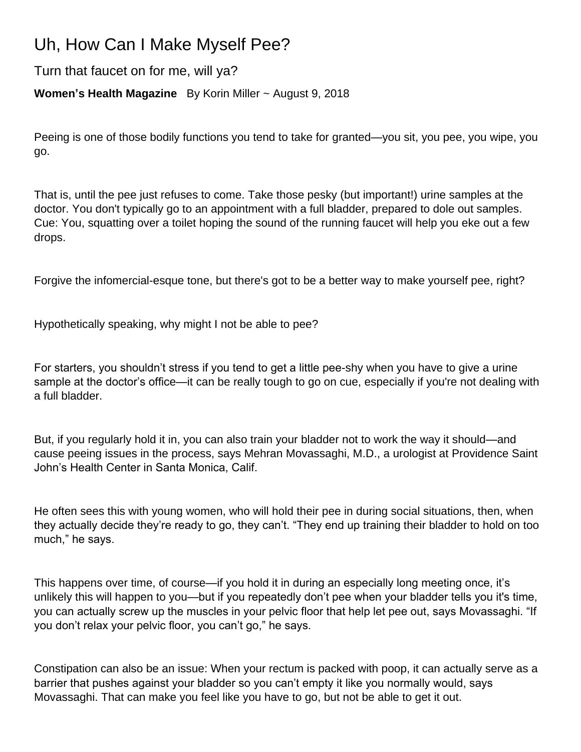# Uh, How Can I Make Myself Pee?

## Turn that faucet on for me, will ya?

**Women's Health Magazine** By Korin Miller ~ August 9, 2018

Peeing is one of those bodily functions you tend to take for granted—you sit, you pee, you wipe, you go.

That is, until the pee just refuses to come. Take those pesky (but important!) urine samples at the doctor. You don't typically go to an appointment with a full bladder, prepared to dole out samples. Cue: You, squatting over a toilet hoping the sound of the running faucet will help you eke out a few drops.

Forgive the infomercial-esque tone, but there's got to be a better way to make yourself pee, right?

Hypothetically speaking, why might I not be able to pee?

For starters, you shouldn't stress if you tend to get a little pee-shy when you have to give a urine sample at the doctor's office—it can be really tough to go on cue, especially if you're not dealing with a full bladder.

But, if you regularly hold it in, you can also train your bladder not to work the way it should—and cause peeing issues in the process, says Mehran Movassaghi, M.D., a urologist at Providence Saint John's Health Center in Santa Monica, Calif.

He often sees this with young women, who will hold their pee in during social situations, then, when they actually decide they're ready to go, they can't. "They end up training their bladder to hold on too much," he says.

This happens over time, of course—if you hold it in during an especially long meeting once, it's unlikely this will happen to you—but if you repeatedly don't pee when your bladder tells you it's time, you can actually screw up the muscles in your pelvic floor that help let pee out, says Movassaghi. "If you don't relax your pelvic floor, you can't go," he says.

Constipation can also be an issue: When your rectum is packed with poop, it can actually serve as a barrier that pushes against your bladder so you can't empty it like you normally would, says Movassaghi. That can make you feel like you have to go, but not be able to get it out.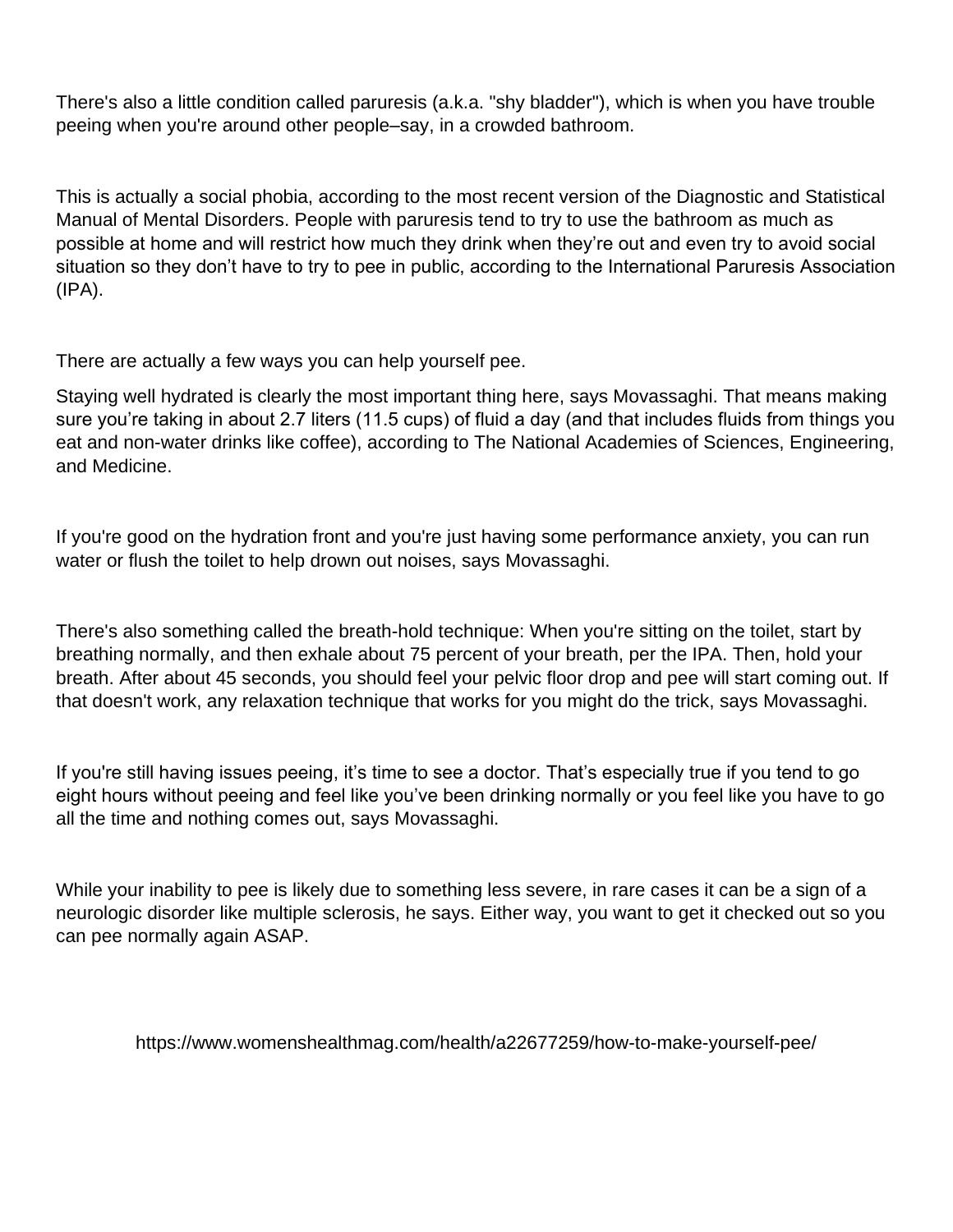There's also a little condition called paruresis (a.k.a. "shy bladder"), which is when you have trouble peeing when you're around other people–say, in a crowded bathroom.

This is actually a social phobia, according to the most recent version of the Diagnostic and Statistical Manual of Mental Disorders. People with paruresis tend to try to use the bathroom as much as possible at home and will restrict how much they drink when they're out and even try to avoid social situation so they don't have to try to pee in public, according to the International Paruresis Association (IPA).

There are actually a few ways you can help yourself pee.

Staying well hydrated is clearly the most important thing here, says Movassaghi. That means making sure you're taking in about 2.7 liters (11.5 cups) of fluid a day (and that includes fluids from things you eat and non-water drinks like coffee), according to The National Academies of Sciences, Engineering, and Medicine.

If you're good on the hydration front and you're just having some performance anxiety, you can run water or flush the toilet to help drown out noises, says Movassaghi.

There's also something called the breath-hold technique: When you're sitting on the toilet, start by breathing normally, and then exhale about 75 percent of your breath, per the IPA. Then, hold your breath. After about 45 seconds, you should feel your pelvic floor drop and pee will start coming out. If that doesn't work, any relaxation technique that works for you might do the trick, says Movassaghi.

If you're still having issues peeing, it's time to see a doctor. That's especially true if you tend to go eight hours without peeing and feel like you've been drinking normally or you feel like you have to go all the time and nothing comes out, says Movassaghi.

While your inability to pee is likely due to something less severe, in rare cases it can be a sign of a neurologic disorder like multiple sclerosis, he says. Either way, you want to get it checked out so you can pee normally again ASAP.

https://www.womenshealthmag.com/health/a22677259/how-to-make-yourself-pee/